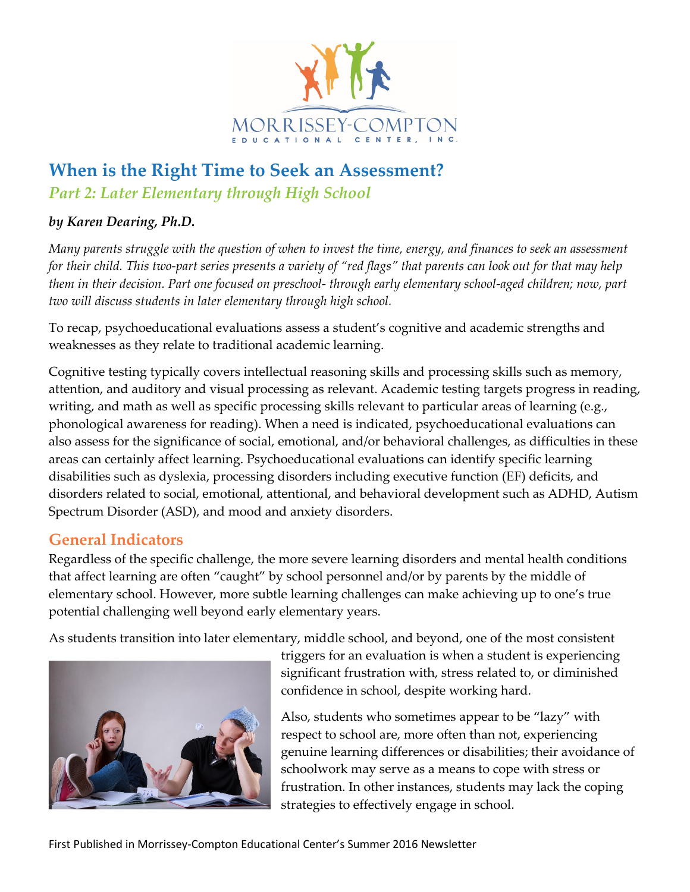# When is the Right Time to Seek an Assessment?

## *Part 2: Later Elementary through High School*

***by Karen Dearing, Ph.D.***

*Many parents struggle with the question of when to invest the time, energy, and finances to seek an assessment for their child. This two-part series presents a variety of "red flags" that parents can look out for that may help them in their decision. Part one focused on preschool- through early elementary school-aged children; now, part two will discuss students in later elementary through high school.*

To recap, psychoeducational evaluations assess a student's cognitive and academic strengths and weaknesses as they relate to traditional academic learning.

Cognitive testing typically covers intellectual reasoning skills and processing skills such as memory, attention, and auditory and visual processing as relevant. Academic testing targets progress in reading, writing, and math as well as specific processing skills relevant to particular areas of learning (e.g., phonological awareness for reading). When a need is indicated, psychoeducational evaluations can also assess for the significance of social, emotional, and/or behavioral challenges, as difficulties in these areas can certainly affect learning. Psychoeducational evaluations can identify specific learning disabilities such as dyslexia, processing disorders including executive function (EF) deficits, and disorders related to social, emotional, attentional, and behavioral development such as ADHD, Autism Spectrum Disorder (ASD), and mood and anxiety disorders.

### General Indicators

Regardless of the specific challenge, the more severe learning disorders and mental health conditions that affect learning are often "caught" by school personnel and/or by parents by the middle of elementary school. However, more subtle learning challenges can make achieving up to one's true potential challenging well beyond early elementary years.

As students transition into later elementary, middle school, and beyond, one of the most consistent triggers for an evaluation is when a student is experiencing significant frustration with, stress related to, or diminished confidence in school, despite working hard.

Also, students who sometimes appear to be "lazy" with respect to school are, more often than not, experiencing genuine learning differences or disabilities; their avoidance of schoolwork may serve as a means to cope with stress or frustration. In other instances, students may lack the coping strategies to effectively engage in school.

First Published in Morrissey-Compton Educational Center's Summer 2016 Newsletter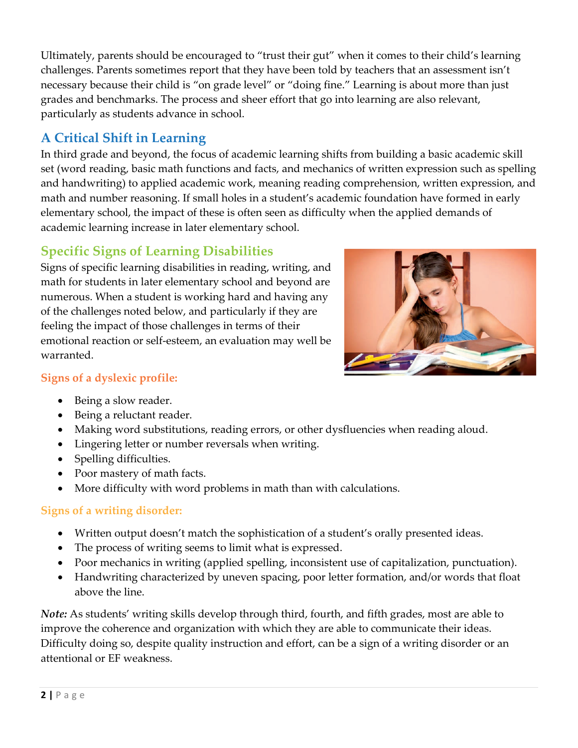Ultimately, parents should be encouraged to “trust their gut” when it comes to their child’s learning challenges. Parents sometimes report that they have been told by teachers that an assessment isn’t necessary because their child is “on grade level” or “doing fine.” Learning is about more than just grades and benchmarks. The process and sheer effort that go into learning are also relevant, particularly as students advance in school.

## A Critical Shift in Learning

In third grade and beyond, the focus of academic learning shifts from building a basic academic skill set (word reading, basic math functions and facts, and mechanics of written expression such as spelling and handwriting) to applied academic work, meaning reading comprehension, written expression, and math and number reasoning. If small holes in a student’s academic foundation have formed in early elementary school, the impact of these is often seen as difficulty when the applied demands of academic learning increase in later elementary school.

## Specific Signs of Learning Disabilities

Signs of specific learning disabilities in reading, writing, and math for students in later elementary school and beyond are numerous. When a student is working hard and having any of the challenges noted below, and particularly if they are feeling the impact of those challenges in terms of their emotional reaction or self-esteem, an evaluation may well be warranted.

### Signs of a dyslexic profile:

- Being a slow reader.
- Being a reluctant reader.
- Making word substitutions, reading errors, or other dysfluencies when reading aloud.
- Lingering letter or number reversals when writing.
- Spelling difficulties.
- Poor mastery of math facts.
- More difficulty with word problems in math than with calculations.

### Signs of a writing disorder:

- Written output doesn’t match the sophistication of a student’s orally presented ideas.
- The process of writing seems to limit what is expressed.
- Poor mechanics in writing (applied spelling, inconsistent use of capitalization, punctuation).
- Handwriting characterized by uneven spacing, poor letter formation, and/or words that float above the line.

***Note:*** As students’ writing skills develop through third, fourth, and fifth grades, most are able to improve the coherence and organization with which they are able to communicate their ideas. Difficulty doing so, despite quality instruction and effort, can be a sign of a writing disorder or an attentional or EF weakness.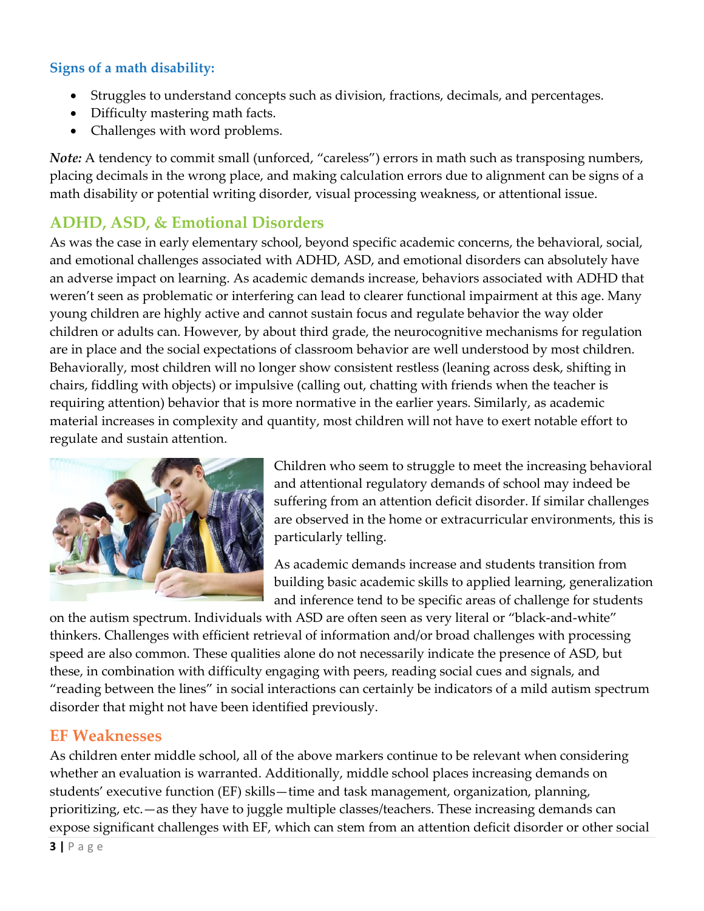### Signs of a math disability:

- Struggles to understand concepts such as division, fractions, decimals, and percentages.
- Difficulty mastering math facts.
- Challenges with word problems.

***Note:*** A tendency to commit small (unforced, "careless") errors in math such as transposing numbers, placing decimals in the wrong place, and making calculation errors due to alignment can be signs of a math disability or potential writing disorder, visual processing weakness, or attentional issue.

## ADHD, ASD, & Emotional Disorders

As was the case in early elementary school, beyond specific academic concerns, the behavioral, social, and emotional challenges associated with ADHD, ASD, and emotional disorders can absolutely have an adverse impact on learning. As academic demands increase, behaviors associated with ADHD that weren't seen as problematic or interfering can lead to clearer functional impairment at this age. Many young children are highly active and cannot sustain focus and regulate behavior the way older children or adults can. However, by about third grade, the neurocognitive mechanisms for regulation are in place and the social expectations of classroom behavior are well understood by most children. Behaviorally, most children will no longer show consistent restless (leaning across desk, shifting in chairs, fiddling with objects) or impulsive (calling out, chatting with friends when the teacher is requiring attention) behavior that is more normative in the earlier years. Similarly, as academic material increases in complexity and quantity, most children will not have to exert notable effort to regulate and sustain attention.

Children who seem to struggle to meet the increasing behavioral and attentional regulatory demands of school may indeed be suffering from an attention deficit disorder. If similar challenges are observed in the home or extracurricular environments, this is particularly telling.

As academic demands increase and students transition from building basic academic skills to applied learning, generalization and inference tend to be specific areas of challenge for students on the autism spectrum. Individuals with ASD are often seen as very literal or "black-and-white" thinkers. Challenges with efficient retrieval of information and/or broad challenges with processing speed are also common. These qualities alone do not necessarily indicate the presence of ASD, but these, in combination with difficulty engaging with peers, reading social cues and signals, and "reading between the lines" in social interactions can certainly be indicators of a mild autism spectrum disorder that might not have been identified previously.

## EF Weaknesses

As children enter middle school, all of the above markers continue to be relevant when considering whether an evaluation is warranted. Additionally, middle school places increasing demands on students' executive function (EF) skills—time and task management, organization, planning, prioritizing, etc.—as they have to juggle multiple classes/teachers. These increasing demands can expose significant challenges with EF, which can stem from an attention deficit disorder or other social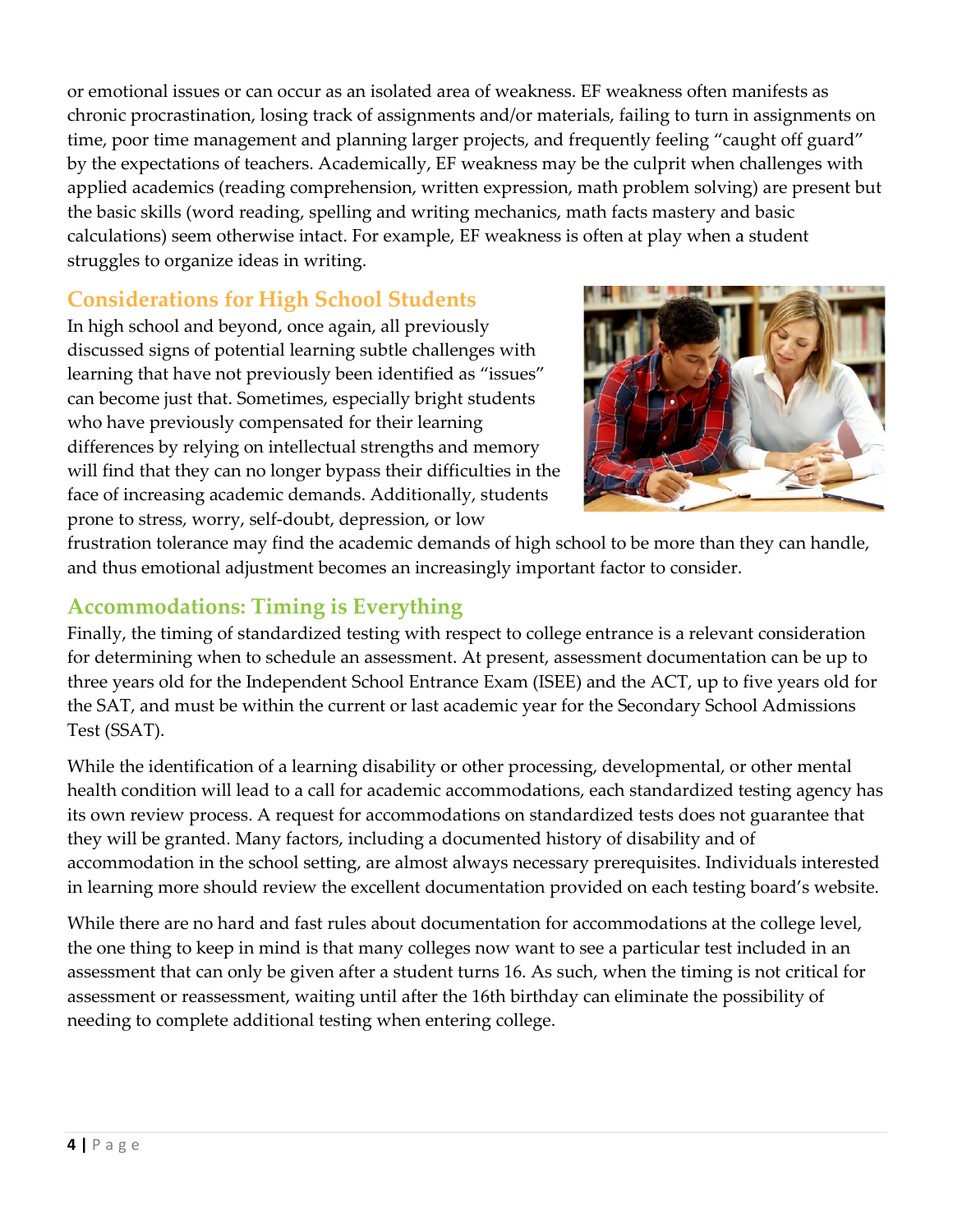or emotional issues or can occur as an isolated area of weakness. EF weakness often manifests as chronic procrastination, losing track of assignments and/or materials, failing to turn in assignments on time, poor time management and planning larger projects, and frequently feeling "caught off guard" by the expectations of teachers. Academically, EF weakness may be the culprit when challenges with applied academics (reading comprehension, written expression, math problem solving) are present but the basic skills (word reading, spelling and writing mechanics, math facts mastery and basic calculations) seem otherwise intact. For example, EF weakness is often at play when a student struggles to organize ideas in writing.

## Considerations for High School Students

In high school and beyond, once again, all previously discussed signs of potential learning subtle challenges with learning that have not previously been identified as "issues" can become just that. Sometimes, especially bright students who have previously compensated for their learning differences by relying on intellectual strengths and memory will find that they can no longer bypass their difficulties in the face of increasing academic demands. Additionally, students prone to stress, worry, self-doubt, depression, or low frustration tolerance may find the academic demands of high school to be more than they can handle, and thus emotional adjustment becomes an increasingly important factor to consider.

## Accommodations: Timing is Everything

Finally, the timing of standardized testing with respect to college entrance is a relevant consideration for determining when to schedule an assessment. At present, assessment documentation can be up to three years old for the Independent School Entrance Exam (ISEE) and the ACT, up to five years old for the SAT, and must be within the current or last academic year for the Secondary School Admissions Test (SSAT).

While the identification of a learning disability or other processing, developmental, or other mental health condition will lead to a call for academic accommodations, each standardized testing agency has its own review process. A request for accommodations on standardized tests does not guarantee that they will be granted. Many factors, including a documented history of disability and of accommodation in the school setting, are almost always necessary prerequisites. Individuals interested in learning more should review the excellent documentation provided on each testing board's website.

While there are no hard and fast rules about documentation for accommodations at the college level, the one thing to keep in mind is that many colleges now want to see a particular test included in an assessment that can only be given after a student turns 16. As such, when the timing is not critical for assessment or reassessment, waiting until after the 16th birthday can eliminate the possibility of needing to complete additional testing when entering college.